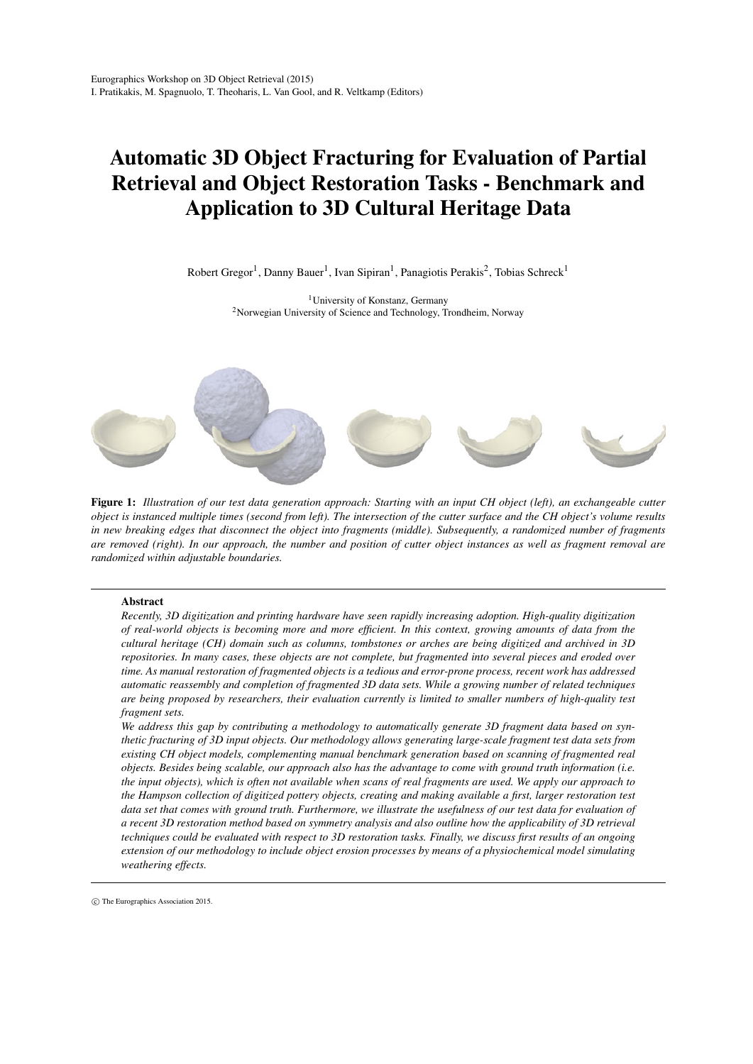Eurographics Workshop on 3D Object Retrieval (2015)
I. Pratikakis, M. Spagnuolo, T. Theoharis, L. Van Gool, and R. Veltkamp (Editors)

# Automatic 3D Object Fracturing for Evaluation of Partial Retrieval and Object Restoration Tasks - Benchmark and Application to 3D Cultural Heritage Data

Robert Gregor[1], Danny Bauer[1], Ivan Sipiran[1], Panagiotis Perakis[2], Tobias Schreck[1]

[1]University of Konstanz, Germany
[2]Norwegian University of Science and Technology, Trondheim, Norway

**Figure 1:** *Illustration of our test data generation approach: Starting with an input CH object (left), an exchangeable cutter object is instanced multiple times (second from left). The intersection of the cutter surface and the CH object's volume results in new breaking edges that disconnect the object into fragments (middle). Subsequently, a randomized number of fragments are removed (right). In our approach, the number and position of cutter object instances as well as fragment removal are randomized within adjustable boundaries.*

## Abstract

*Recently, 3D digitization and printing hardware have seen rapidly increasing adoption. High-quality digitization of real-world objects is becoming more and more efficient. In this context, growing amounts of data from the cultural heritage (CH) domain such as columns, tombstones or arches are being digitized and archived in 3D repositories. In many cases, these objects are not complete, but fragmented into several pieces and eroded over time. As manual restoration of fragmented objects is a tedious and error-prone process, recent work has addressed automatic reassembly and completion of fragmented 3D data sets. While a growing number of related techniques are being proposed by researchers, their evaluation currently is limited to smaller numbers of high-quality test fragment sets.*

*We address this gap by contributing a methodology to automatically generate 3D fragment data based on synthetic fracturing of 3D input objects. Our methodology allows generating large-scale fragment test data sets from existing CH object models, complementing manual benchmark generation based on scanning of fragmented real objects. Besides being scalable, our approach also has the advantage to come with ground truth information (i.e. the input objects), which is often not available when scans of real fragments are used. We apply our approach to the Hampson collection of digitized pottery objects, creating and making available a first, larger restoration test data set that comes with ground truth. Furthermore, we illustrate the usefulness of our test data for evaluation of a recent 3D restoration method based on symmetry analysis and also outline how the applicability of 3D retrieval techniques could be evaluated with respect to 3D restoration tasks. Finally, we discuss first results of an ongoing extension of our methodology to include object erosion processes by means of a physiochemical model simulating weathering effects.*

© The Eurographics Association 2015.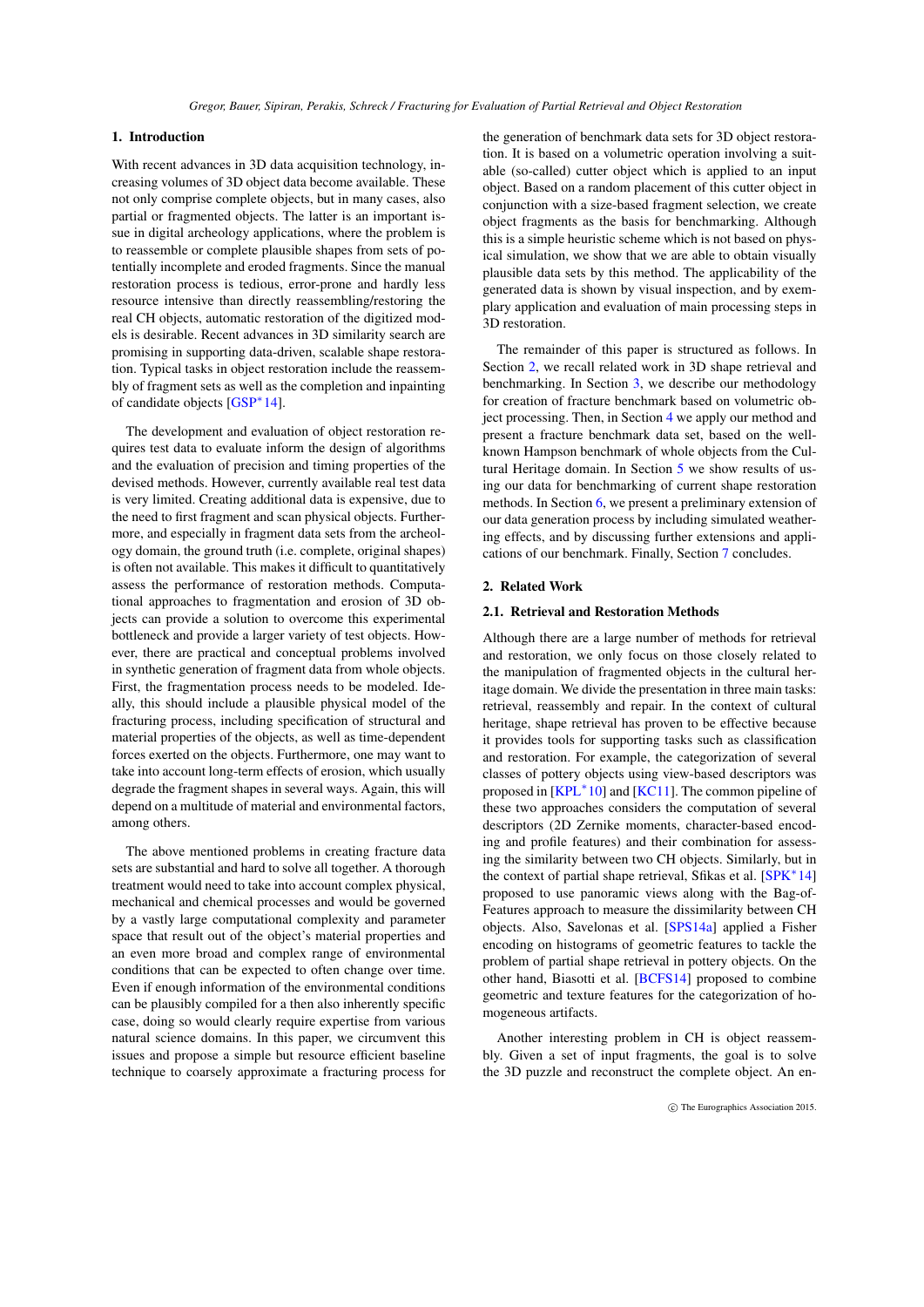## 1. Introduction

With recent advances in 3D data acquisition technology, increasing volumes of 3D object data become available. These not only comprise complete objects, but in many cases, also partial or fragmented objects. The latter is an important issue in digital archeology applications, where the problem is to reassemble or complete plausible shapes from sets of potentially incomplete and eroded fragments. Since the manual restoration process is tedious, error-prone and hardly less resource intensive than directly reassembling/restoring the real CH objects, automatic restoration of the digitized models is desirable. Recent advances in 3D similarity search are promising in supporting data-driven, scalable shape restoration. Typical tasks in object restoration include the reassembly of fragment sets as well as the completion and inpainting of candidate objects [GSP*14].

The development and evaluation of object restoration requires test data to evaluate inform the design of algorithms and the evaluation of precision and timing properties of the devised methods. However, currently available real test data is very limited. Creating additional data is expensive, due to the need to first fragment and scan physical objects. Furthermore, and especially in fragment data sets from the archeology domain, the ground truth (i.e. complete, original shapes) is often not available. This makes it difficult to quantitatively assess the performance of restoration methods. Computational approaches to fragmentation and erosion of 3D objects can provide a solution to overcome this experimental bottleneck and provide a larger variety of test objects. However, there are practical and conceptual problems involved in synthetic generation of fragment data from whole objects. First, the fragmentation process needs to be modeled. Ideally, this should include a plausible physical model of the fracturing process, including specification of structural and material properties of the objects, as well as time-dependent forces exerted on the objects. Furthermore, one may want to take into account long-term effects of erosion, which usually degrade the fragment shapes in several ways. Again, this will depend on a multitude of material and environmental factors, among others.

The above mentioned problems in creating fracture data sets are substantial and hard to solve all together. A thorough treatment would need to take into account complex physical, mechanical and chemical processes and would be governed by a vastly large computational complexity and parameter space that result out of the object's material properties and an even more broad and complex range of environmental conditions that can be expected to often change over time. Even if enough information of the environmental conditions can be plausibly compiled for a then also inherently specific case, doing so would clearly require expertise from various natural science domains. In this paper, we circumvent this issues and propose a simple but resource efficient baseline technique to coarsely approximate a fracturing process for the generation of benchmark data sets for 3D object restoration. It is based on a volumetric operation involving a suitable (so-called) cutter object which is applied to an input object. Based on a random placement of this cutter object in conjunction with a size-based fragment selection, we create object fragments as the basis for benchmarking. Although this is a simple heuristic scheme which is not based on physical simulation, we show that we are able to obtain visually plausible data sets by this method. The applicability of the generated data is shown by visual inspection, and by exemplary application and evaluation of main processing steps in 3D restoration.

The remainder of this paper is structured as follows. In Section 2, we recall related work in 3D shape retrieval and benchmarking. In Section 3, we describe our methodology for creation of fracture benchmark based on volumetric object processing. Then, in Section 4 we apply our method and present a fracture benchmark data set, based on the well-known Hampson benchmark of whole objects from the Cultural Heritage domain. In Section 5 we show results of using our data for benchmarking of current shape restoration methods. In Section 6, we present a preliminary extension of our data generation process by including simulated weathering effects, and by discussing further extensions and applications of our benchmark. Finally, Section 7 concludes.

## 2. Related Work

### 2.1. Retrieval and Restoration Methods

Although there are a large number of methods for retrieval and restoration, we only focus on those closely related to the manipulation of fragmented objects in the cultural heritage domain. We divide the presentation in three main tasks: retrieval, reassembly and repair. In the context of cultural heritage, shape retrieval has proven to be effective because it provides tools for supporting tasks such as classification and restoration. For example, the categorization of several classes of pottery objects using view-based descriptors was proposed in [KPL*10] and [KC11]. The common pipeline of these two approaches considers the computation of several descriptors (2D Zernike moments, character-based encoding and profile features) and their combination for assessing the similarity between two CH objects. Similarly, but in the context of partial shape retrieval, Sfikas et al. [SPK*14] proposed to use panoramic views along with the Bag-of-Features approach to measure the dissimilarity between CH objects. Also, Savelonas et al. [SPS14a] applied a Fisher encoding on histograms of geometric features to tackle the problem of partial shape retrieval in pottery objects. On the other hand, Biasotti et al. [BCFS14] proposed to combine geometric and texture features for the categorization of homogeneous artifacts.

Another interesting problem in CH is object reassembly. Given a set of input fragments, the goal is to solve the 3D puzzle and reconstruct the complete object. An en-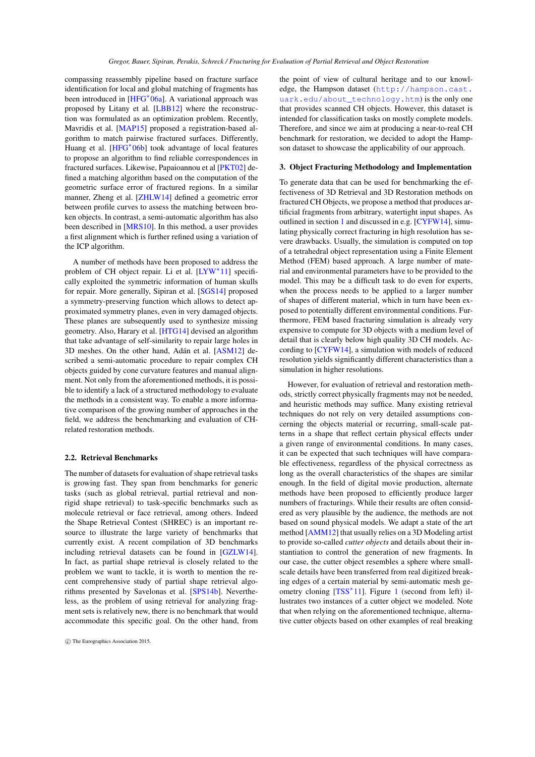compassing reassembly pipeline based on fracture surface identification for local and global matching of fragments has been introduced in [HFG*06a]. A variational approach was proposed by Litany et al. [LBB12] where the reconstruction was formulated as an optimization problem. Recently, Mavridis et al. [MAP15] proposed a registration-based algorithm to match pairwise fractured surfaces. Differently, Huang et al. [HFG*06b] took advantage of local features to propose an algorithm to find reliable correspondences in fractured surfaces. Likewise, Papaioannou et al [PKT02] defined a matching algorithm based on the computation of the geometric surface error of fractured regions. In a similar manner, Zheng et al. [ZHLW14] defined a geometric error between profile curves to assess the matching between broken objects. In contrast, a semi-automatic algorithm has also been described in [MRS10]. In this method, a user provides a first alignment which is further refined using a variation of the ICP algorithm.

A number of methods have been proposed to address the problem of CH object repair. Li et al. [LYW*11] specifically exploited the symmetric information of human skulls for repair. More generally, Sipiran et al. [SGS14] proposed a symmetry-preserving function which allows to detect approximated symmetry planes, even in very damaged objects. These planes are subsequently used to synthesize missing geometry. Also, Harary et al. [HTG14] devised an algorithm that take advantage of self-similarity to repair large holes in 3D meshes. On the other hand, Adán et al. [ASM12] described a semi-automatic procedure to repair complex CH objects guided by cone curvature features and manual alignment. Not only from the aforementioned methods, it is possible to identify a lack of a structured methodology to evaluate the methods in a consistent way. To enable a more informative comparison of the growing number of approaches in the field, we address the benchmarking and evaluation of CH-related restoration methods.

### 2.2. Retrieval Benchmarks

The number of datasets for evaluation of shape retrieval tasks is growing fast. They span from benchmarks for generic tasks (such as global retrieval, partial retrieval and non-rigid shape retrieval) to task-specific benchmarks such as molecule retrieval or face retrieval, among others. Indeed the Shape Retrieval Contest (SHREC) is an important resource to illustrate the large variety of benchmarks that currently exist. A recent compilation of 3D benchmarks including retrieval datasets can be found in [GZLW14]. In fact, as partial shape retrieval is closely related to the problem we want to tackle, it is worth to mention the recent comprehensive study of partial shape retrieval algorithms presented by Savelonas et al. [SPS14b]. Nevertheless, as the problem of using retrieval for analyzing fragment sets is relatively new, there is no benchmark that would accommodate this specific goal. On the other hand, from the point of view of cultural heritage and to our knowledge, the Hampson dataset (http://hampson.cast.uark.edu/about_technology.htm) is the only one that provides scanned CH objects. However, this dataset is intended for classification tasks on mostly complete models. Therefore, and since we aim at producing a near-to-real CH benchmark for restoration, we decided to adopt the Hampson dataset to showcase the applicability of our approach.

## 3. Object Fracturing Methodology and Implementation

To generate data that can be used for benchmarking the effectiveness of 3D Retrieval and 3D Restoration methods on fractured CH Objects, we propose a method that produces artificial fragments from arbitrary, watertight input shapes. As outlined in section 1 and discussed in e.g. [CYFW14], simulating physically correct fracturing in high resolution has severe drawbacks. Usually, the simulation is computed on top of a tetrahedral object representation using a Finite Element Method (FEM) based approach. A large number of material and environmental parameters have to be provided to the model. This may be a difficult task to do even for experts, when the process needs to be applied to a larger number of shapes of different material, which in turn have been exposed to potentially different environmental conditions. Furthermore, FEM based fracturing simulation is already very expensive to compute for 3D objects with a medium level of detail that is clearly below high quality 3D CH models. According to [CYFW14], a simulation with models of reduced resolution yields significantly different characteristics than a simulation in higher resolutions.

However, for evaluation of retrieval and restoration methods, strictly correct physically fragments may not be needed, and heuristic methods may suffice. Many existing retrieval techniques do not rely on very detailed assumptions concerning the objects material or recurring, small-scale patterns in a shape that reflect certain physical effects under a given range of environmental conditions. In many cases, it can be expected that such techniques will have comparable effectiveness, regardless of the physical correctness as long as the overall characteristics of the shapes are similar enough. In the field of digital movie production, alternate methods have been proposed to efficiently produce larger numbers of fracturings. While their results are often considered as very plausible by the audience, the methods are not based on sound physical models. We adapt a state of the art method [AMM12] that usually relies on a 3D Modeling artist to provide so-called *cutter objects* and details about their instantiation to control the generation of new fragments. In our case, the cutter object resembles a sphere where small-scale details have been transferred from real digitized breaking edges of a certain material by semi-automatic mesh geometry cloning [TSS*11]. Figure 1 (second from left) illustrates two instances of a cutter object we modeled. Note that when relying on the aforementioned technique, alternative cutter objects based on other examples of real breaking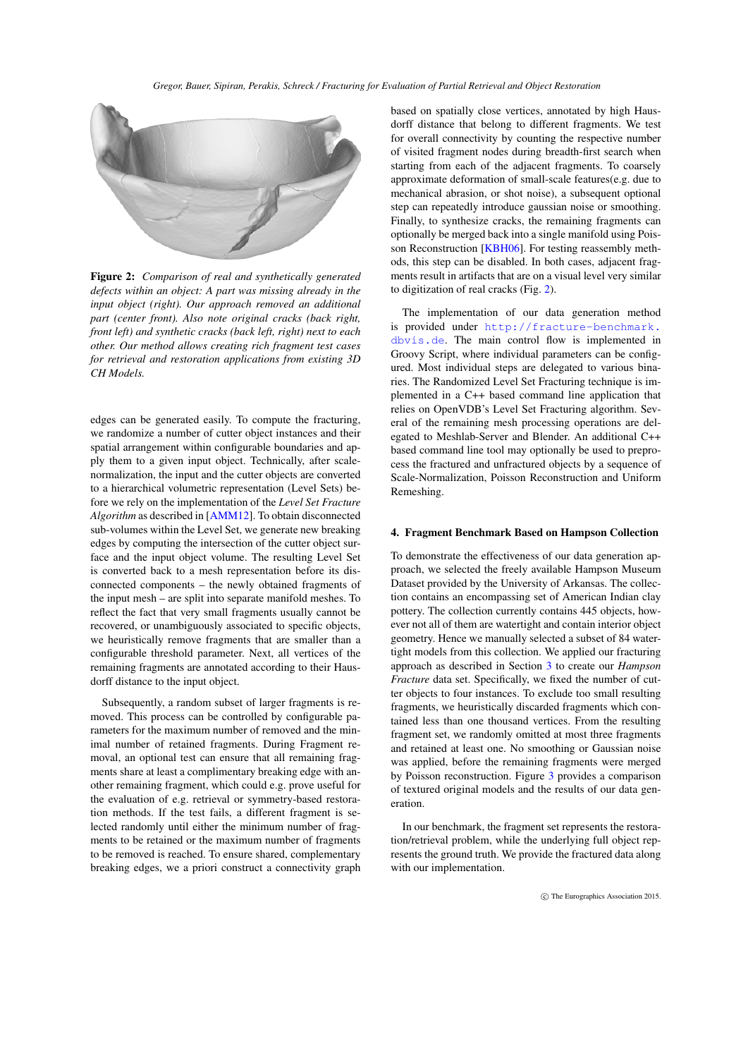**Figure 2:** *Comparison of real and synthetically generated defects within an object: A part was missing already in the input object (right). Our approach removed an additional part (center front). Also note original cracks (back right, front left) and synthetic cracks (back left, right) next to each other. Our method allows creating rich fragment test cases for retrieval and restoration applications from existing 3D CH Models.*

edges can be generated easily. To compute the fracturing, we randomize a number of cutter object instances and their spatial arrangement within configurable boundaries and apply them to a given input object. Technically, after scale-normalization, the input and the cutter objects are converted to a hierarchical volumetric representation (Level Sets) before we rely on the implementation of the *Level Set Fracture Algorithm* as described in [AMM12]. To obtain disconnected sub-volumes within the Level Set, we generate new breaking edges by computing the intersection of the cutter object surface and the input object volume. The resulting Level Set is converted back to a mesh representation before its disconnected components – the newly obtained fragments of the input mesh – are split into separate manifold meshes. To reflect the fact that very small fragments usually cannot be recovered, or unambiguously associated to specific objects, we heuristically remove fragments that are smaller than a configurable threshold parameter. Next, all vertices of the remaining fragments are annotated according to their Hausdorff distance to the input object.

Subsequently, a random subset of larger fragments is removed. This process can be controlled by configurable parameters for the maximum number of removed and the minimal number of retained fragments. During Fragment removal, an optional test can ensure that all remaining fragments share at least a complimentary breaking edge with another remaining fragment, which could e.g. prove useful for the evaluation of e.g. retrieval or symmetry-based restoration methods. If the test fails, a different fragment is selected randomly until either the minimum number of fragments to be retained or the maximum number of fragments to be removed is reached. To ensure shared, complementary breaking edges, we a priori construct a connectivity graph based on spatially close vertices, annotated by high Hausdorff distance that belong to different fragments. We test for overall connectivity by counting the respective number of visited fragment nodes during breadth-first search when starting from each of the adjacent fragments. To coarsely approximate deformation of small-scale features(e.g. due to mechanical abrasion, or shot noise), a subsequent optional step can repeatedly introduce gaussian noise or smoothing. Finally, to synthesize cracks, the remaining fragments can optionally be merged back into a single manifold using Poisson Reconstruction [KBH06]. For testing reassembly methods, this step can be disabled. In both cases, adjacent fragments result in artifacts that are on a visual level very similar to digitization of real cracks (Fig. 2).

The implementation of our data generation method is provided under http://fracture-benchmark.dbvis.de. The main control flow is implemented in Groovy Script, where individual parameters can be configured. Most individual steps are delegated to various binaries. The Randomized Level Set Fracturing technique is implemented in a C++ based command line application that relies on OpenVDB's Level Set Fracturing algorithm. Several of the remaining mesh processing operations are delegated to Meshlab-Server and Blender. An additional C++ based command line tool may optionally be used to preprocess the fractured and unfractured objects by a sequence of Scale-Normalization, Poisson Reconstruction and Uniform Remeshing.

## 4. Fragment Benchmark Based on Hampson Collection

To demonstrate the effectiveness of our data generation approach, we selected the freely available Hampson Museum Dataset provided by the University of Arkansas. The collection contains an encompassing set of American Indian clay pottery. The collection currently contains 445 objects, however not all of them are watertight and contain interior object geometry. Hence we manually selected a subset of 84 watertight models from this collection. We applied our fracturing approach as described in Section 3 to create our *Hampson Fracture* data set. Specifically, we fixed the number of cutter objects to four instances. To exclude too small resulting fragments, we heuristically discarded fragments which contained less than one thousand vertices. From the resulting fragment set, we randomly omitted at most three fragments and retained at least one. No smoothing or Gaussian noise was applied, before the remaining fragments were merged by Poisson reconstruction. Figure 3 provides a comparison of textured original models and the results of our data generation.

In our benchmark, the fragment set represents the restoration/retrieval problem, while the underlying full object represents the ground truth. We provide the fractured data along with our implementation.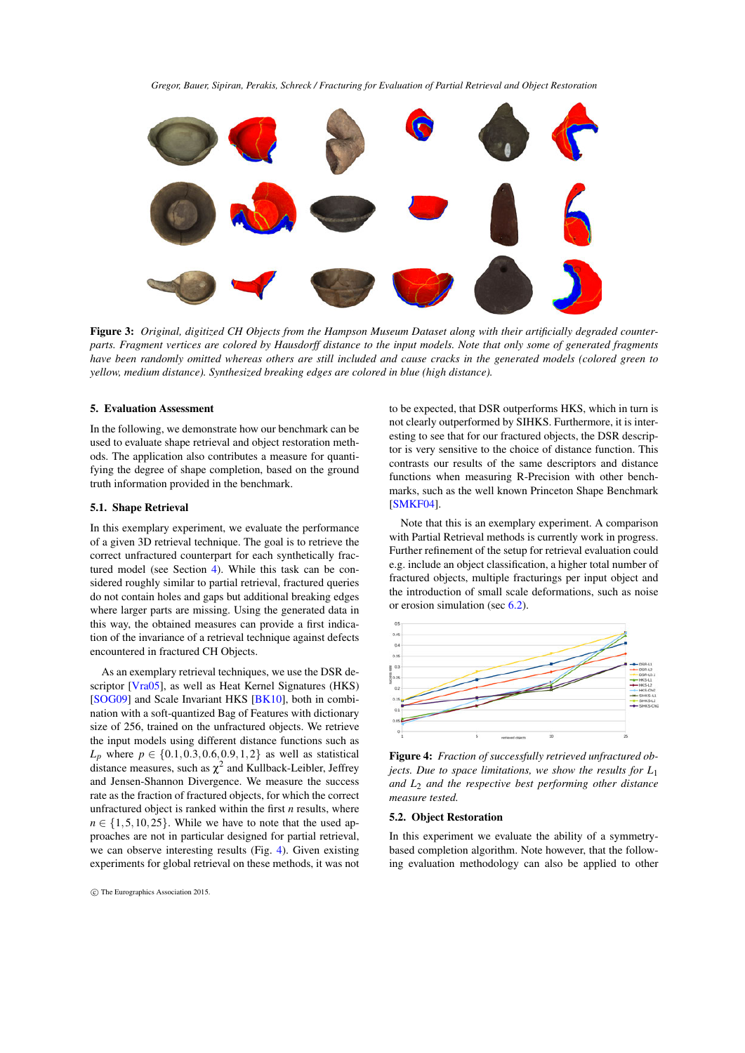**Figure 3:** *Original, digitized CH Objects from the Hampson Museum Dataset along with their artificially degraded counterparts. Fragment vertices are colored by Hausdorff distance to the input models. Note that only some of generated fragments have been randomly omitted whereas others are still included and cause cracks in the generated models (colored green to yellow, medium distance). Synthesized breaking edges are colored in blue (high distance).*

## 5. Evaluation Assessment

In the following, we demonstrate how our benchmark can be used to evaluate shape retrieval and object restoration methods. The application also contributes a measure for quantifying the degree of shape completion, based on the ground truth information provided in the benchmark.

### 5.1. Shape Retrieval

In this exemplary experiment, we evaluate the performance of a given 3D retrieval technique. The goal is to retrieve the correct unfractured counterpart for each synthetically fractured model (see Section 4). While this task can be considered roughly similar to partial retrieval, fractured queries do not contain holes and gaps but additional breaking edges where larger parts are missing. Using the generated data in this way, the obtained measures can provide a first indication of the invariance of a retrieval technique against defects encountered in fractured CH Objects.

As an exemplary retrieval techniques, we use the DSR descriptor [Vra05], as well as Heat Kernel Signatures (HKS) [SOG09] and Scale Invariant HKS [BK10], both in combination with a soft-quantized Bag of Features with dictionary size of 256, trained on the unfractured objects. We retrieve the input models using different distance functions such as $L_p$ where $p \in \{0.1, 0.3, 0.6, 0.9, 1, 2\}$ as well as statistical distance measures, such as $\chi^2$ and Kullback-Leibler, Jeffrey and Jensen-Shannon Divergence. We measure the success rate as the fraction of fractured objects, for which the correct unfractured object is ranked within the first $n$ results, where $n \in \{1, 5, 10, 25\}$. While we have to note that the used approaches are not in particular designed for partial retrieval, we can observe interesting results (Fig. 4). Given existing experiments for global retrieval on these methods, it was not to be expected, that DSR outperforms HKS, which in turn is not clearly outperformed by SIHKS. Furthermore, it is interesting to see that for our fractured objects, the DSR descriptor is very sensitive to the choice of distance function. This contrasts our results of the same descriptors and distance functions when measuring R-Precision with other benchmarks, such as the well known Princeton Shape Benchmark [SMKF04].

Note that this is an exemplary experiment. A comparison with Partial Retrieval methods is currently work in progress. Further refinement of the setup for retrieval evaluation could e.g. include an object classification, a higher total number of fractured objects, multiple fracturings per input object and the introduction of small scale deformations, such as noise or erosion simulation (sec 6.2).

**Figure 4:** *Fraction of successfully retrieved unfractured objects. Due to space limitations, we show the results for $L_1$ and $L_2$ and the respective best performing other distance measure tested.*

### 5.2. Object Restoration

In this experiment we evaluate the ability of a symmetry-based completion algorithm. Note however, that the following evaluation methodology can also be applied to other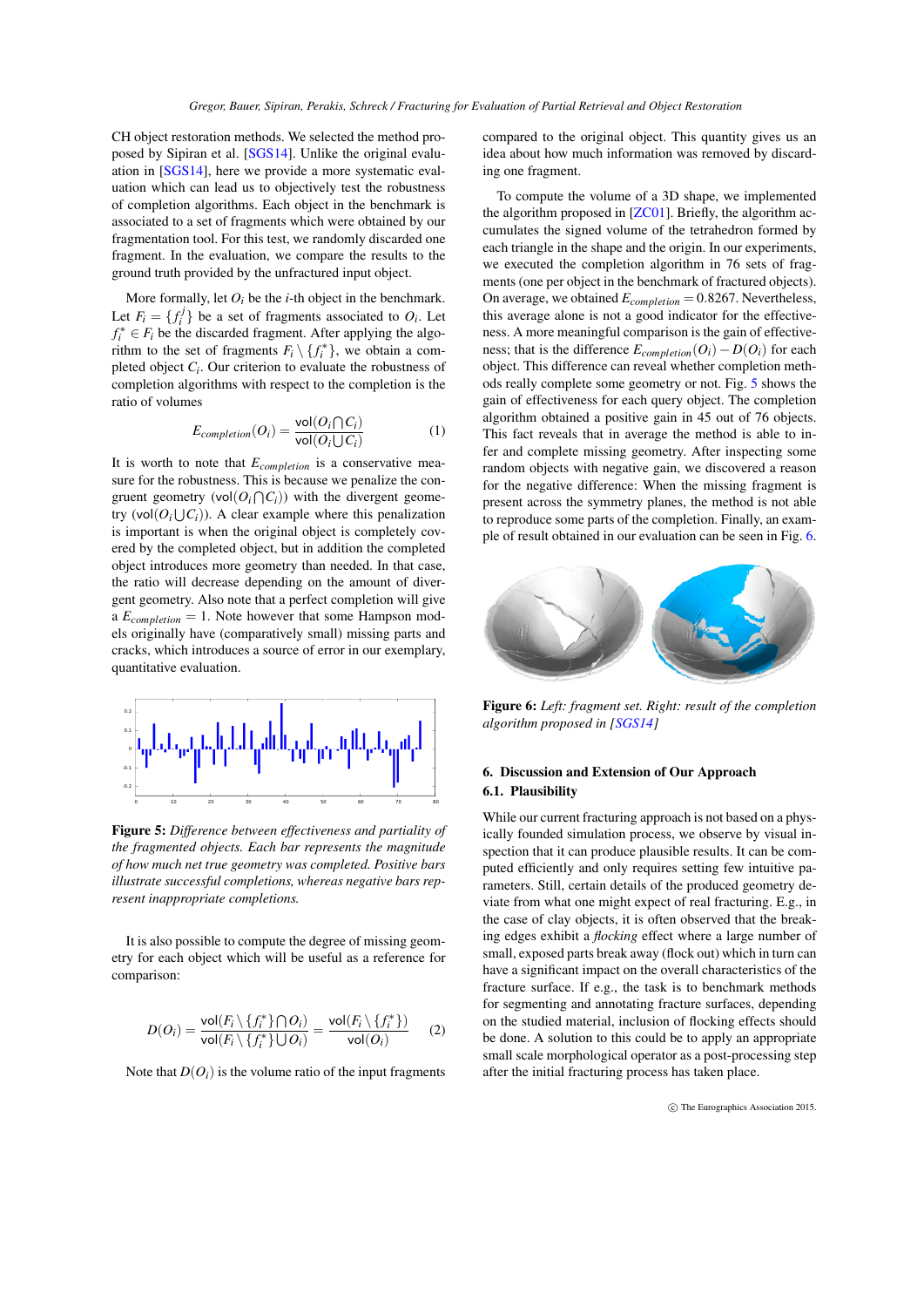CH object restoration methods. We selected the method proposed by Sipiran et al. [SGS14]. Unlike the original evaluation in [SGS14], here we provide a more systematic evaluation which can lead us to objectively test the robustness of completion algorithms. Each object in the benchmark is associated to a set of fragments which were obtained by our fragmentation tool. For this test, we randomly discarded one fragment. In the evaluation, we compare the results to the ground truth provided by the unfractured input object.

More formally, let $O_i$ be the $i$-th object in the benchmark. Let $F_i = \{f_i^j\}$ be a set of fragments associated to $O_i$. Let $f_i^* \in F_i$ be the discarded fragment. After applying the algorithm to the set of fragments $F_i \setminus \{f_i^*\}$, we obtain a completed object $C_i$. Our criterion to evaluate the robustness of completion algorithms with respect to the completion is the ratio of volumes

$$E_{completion}(O_i) = \frac{\mathsf{vol}(O_i \bigcap C_i)}{\mathsf{vol}(O_i \bigcup C_i)} \tag{1}$$

It is worth to note that $E_{completion}$ is a conservative measure for the robustness. This is because we penalize the congruent geometry ($\mathsf{vol}(O_i \bigcap C_i)$) with the divergent geometry ($\mathsf{vol}(O_i \bigcup C_i)$). A clear example where this penalization is important is when the original object is completely covered by the completed object, but in addition the completed object introduces more geometry than needed. In that case, the ratio will decrease depending on the amount of divergent geometry. Also note that a perfect completion will give a $E_{completion} = 1$. Note however that some Hampson models originally have (comparatively small) missing parts and cracks, which introduces a source of error in our exemplary, quantitative evaluation.

**Figure 5:** *Difference between effectiveness and partiality of the fragmented objects. Each bar represents the magnitude of how much net true geometry was completed. Positive bars illustrate successful completions, whereas negative bars represent inappropriate completions.*

It is also possible to compute the degree of missing geometry for each object which will be useful as a reference for comparison:

$$D(O_i) = \frac{\mathsf{vol}(F_i \setminus \{f_i^*\} \bigcap O_i)}{\mathsf{vol}(F_i \setminus \{f_i^*\} \bigcup O_i)} = \frac{\mathsf{vol}(F_i \setminus \{f_i^*\})}{\mathsf{vol}(O_i)} \tag{2}$$

Note that $D(O_i)$ is the volume ratio of the input fragments compared to the original object. This quantity gives us an idea about how much information was removed by discarding one fragment.

To compute the volume of a 3D shape, we implemented the algorithm proposed in [ZC01]. Briefly, the algorithm accumulates the signed volume of the tetrahedron formed by each triangle in the shape and the origin. In our experiments, we executed the completion algorithm in 76 sets of fragments (one per object in the benchmark of fractured objects). On average, we obtained $E_{completion} = 0.8267$. Nevertheless, this average alone is not a good indicator for the effectiveness. A more meaningful comparison is the gain of effectiveness; that is the difference $E_{completion}(O_i) - D(O_i)$ for each object. This difference can reveal whether completion methods really complete some geometry or not. Fig. 5 shows the gain of effectiveness for each query object. The completion algorithm obtained a positive gain in 45 out of 76 objects. This fact reveals that in average the method is able to infer and complete missing geometry. After inspecting some random objects with negative gain, we discovered a reason for the negative difference: When the missing fragment is present across the symmetry planes, the method is not able to reproduce some parts of the completion. Finally, an example of result obtained in our evaluation can be seen in Fig. 6.

**Figure 6:** *Left: fragment set. Right: result of the completion algorithm proposed in [SGS14]*

## 6. Discussion and Extension of Our Approach

### 6.1. Plausibility

While our current fracturing approach is not based on a physically founded simulation process, we observe by visual inspection that it can produce plausible results. It can be computed efficiently and only requires setting few intuitive parameters. Still, certain details of the produced geometry deviate from what one might expect of real fracturing. E.g., in the case of clay objects, it is often observed that the breaking edges exhibit a *flocking* effect where a large number of small, exposed parts break away (flock out) which in turn can have a significant impact on the overall characteristics of the fracture surface. If e.g., the task is to benchmark methods for segmenting and annotating fracture surfaces, depending on the studied material, inclusion of flocking effects should be done. A solution to this could be to apply an appropriate small scale morphological operator as a post-processing step after the initial fracturing process has taken place.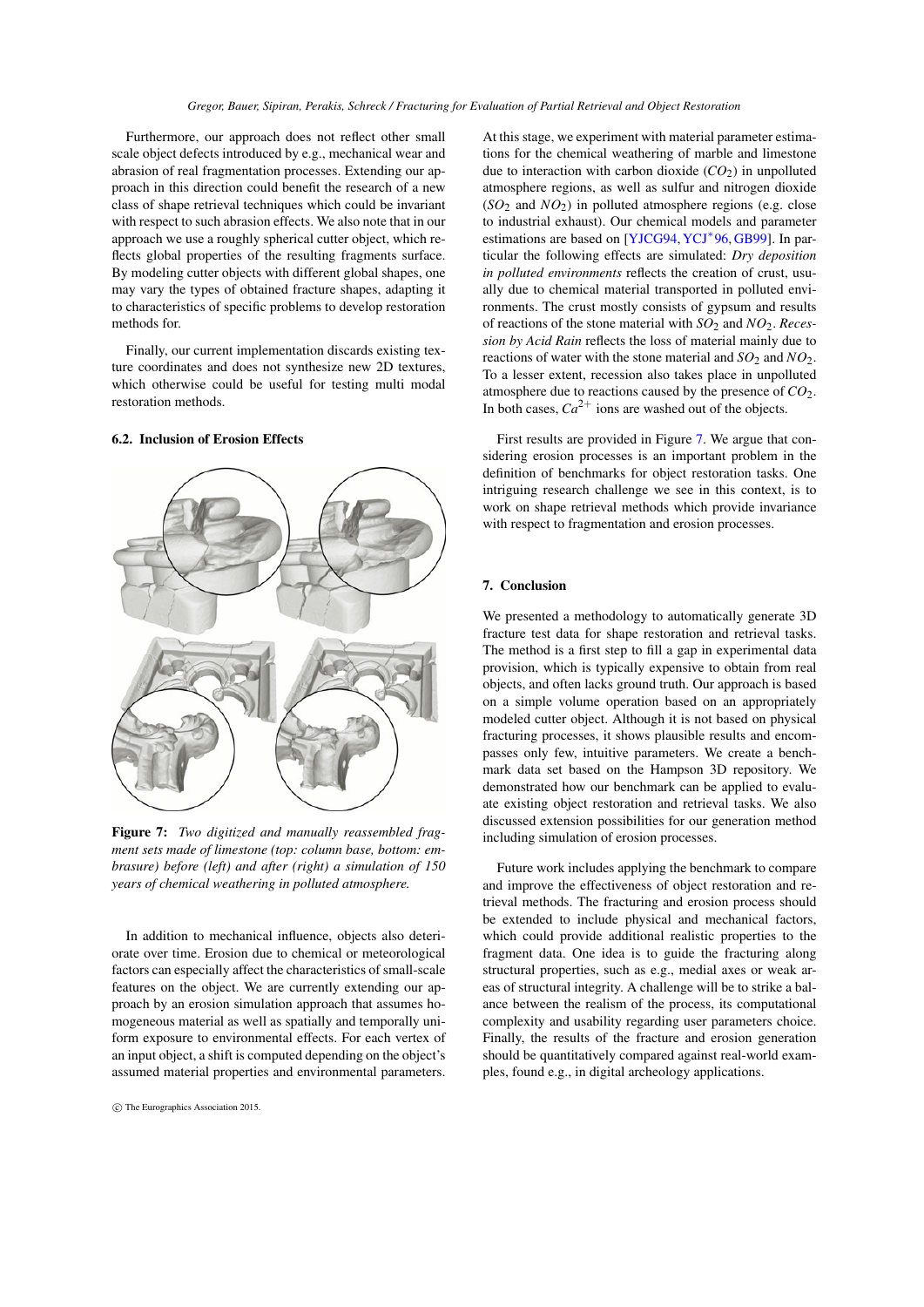Furthermore, our approach does not reflect other small scale object defects introduced by e.g., mechanical wear and abrasion of real fragmentation processes. Extending our approach in this direction could benefit the research of a new class of shape retrieval techniques which could be invariant with respect to such abrasion effects. We also note that in our approach we use a roughly spherical cutter object, which reflects global properties of the resulting fragments surface. By modeling cutter objects with different global shapes, one may vary the types of obtained fracture shapes, adapting it to characteristics of specific problems to develop restoration methods for.

Finally, our current implementation discards existing texture coordinates and does not synthesize new 2D textures, which otherwise could be useful for testing multi modal restoration methods.

### 6.2. Inclusion of Erosion Effects

**Figure 7:** *Two digitized and manually reassembled fragment sets made of limestone (top: column base, bottom: embrasure) before (left) and after (right) a simulation of 150 years of chemical weathering in polluted atmosphere.*

In addition to mechanical influence, objects also deteriorate over time. Erosion due to chemical or meteorological factors can especially affect the characteristics of small-scale features on the object. We are currently extending our approach by an erosion simulation approach that assumes homogeneous material as well as spatially and temporally uniform exposure to environmental effects. For each vertex of an input object, a shift is computed depending on the object's assumed material properties and environmental parameters. At this stage, we experiment with material parameter estimations for the chemical weathering of marble and limestone due to interaction with carbon dioxide ($CO_2$) in unpolluted atmosphere regions, as well as sulfur and nitrogen dioxide ($SO_2$ and $NO_2$) in polluted atmosphere regions (e.g. close to industrial exhaust). Our chemical models and parameter estimations are based on [YJCG94, YCJ*96, GB99]. In particular the following effects are simulated: *Dry deposition in polluted environments* reflects the creation of crust, usually due to chemical material transported in polluted environments. The crust mostly consists of gypsum and results of reactions of the stone material with $SO_2$ and $NO_2$. *Recession by Acid Rain* reflects the loss of material mainly due to reactions of water with the stone material and $SO_2$ and $NO_2$. To a lesser extent, recession also takes place in unpolluted atmosphere due to reactions caused by the presence of $CO_2$. In both cases, $Ca^{2+}$ ions are washed out of the objects.

First results are provided in Figure 7. We argue that considering erosion processes is an important problem in the definition of benchmarks for object restoration tasks. One intriguing research challenge we see in this context, is to work on shape retrieval methods which provide invariance with respect to fragmentation and erosion processes.

## 7. Conclusion

We presented a methodology to automatically generate 3D fracture test data for shape restoration and retrieval tasks. The method is a first step to fill a gap in experimental data provision, which is typically expensive to obtain from real objects, and often lacks ground truth. Our approach is based on a simple volume operation based on an appropriately modeled cutter object. Although it is not based on physical fracturing processes, it shows plausible results and encompasses only few, intuitive parameters. We create a benchmark data set based on the Hampson 3D repository. We demonstrated how our benchmark can be applied to evaluate existing object restoration and retrieval tasks. We also discussed extension possibilities for our generation method including simulation of erosion processes.

Future work includes applying the benchmark to compare and improve the effectiveness of object restoration and retrieval methods. The fracturing and erosion process should be extended to include physical and mechanical factors, which could provide additional realistic properties to the fragment data. One idea is to guide the fracturing along structural properties, such as e.g., medial axes or weak areas of structural integrity. A challenge will be to strike a balance between the realism of the process, its computational complexity and usability regarding user parameters choice. Finally, the results of the fracture and erosion generation should be quantitatively compared against real-world examples, found e.g., in digital archeology applications.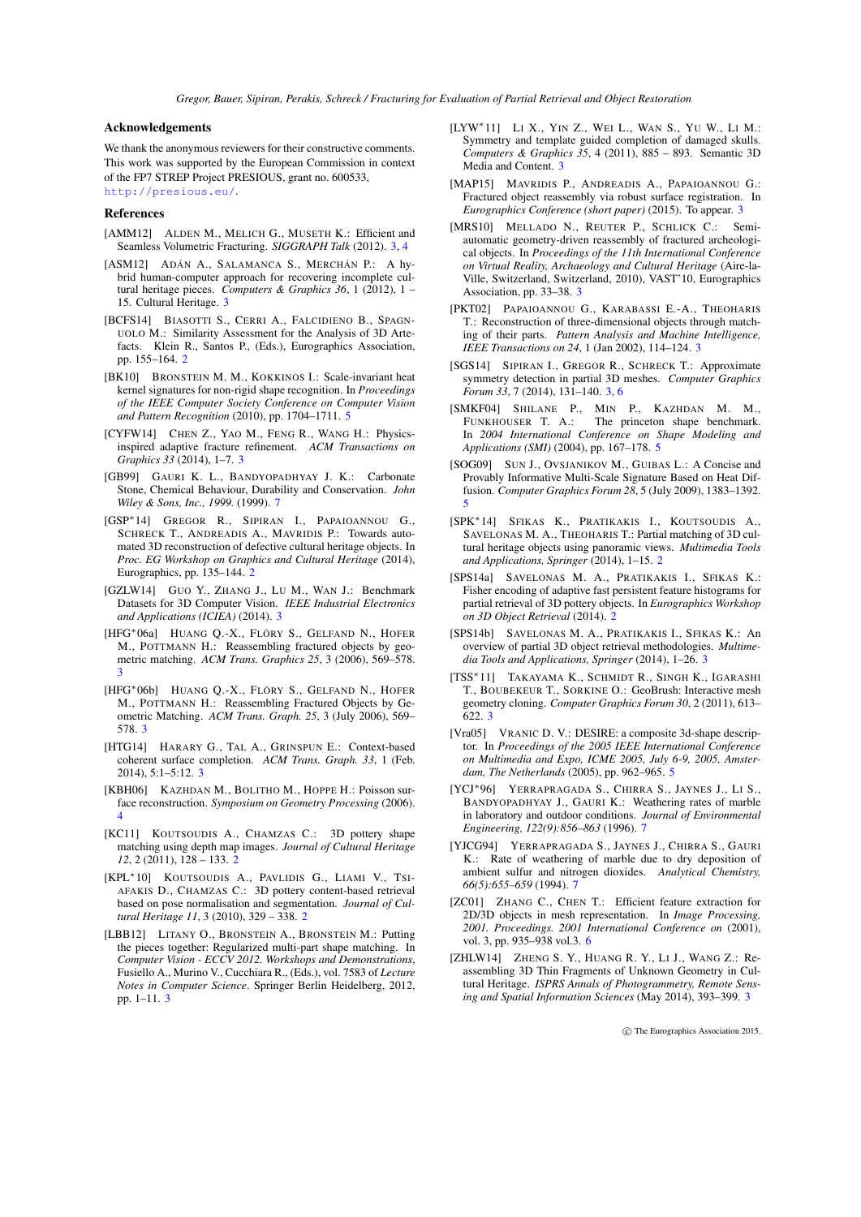## Acknowledgements

We thank the anonymous reviewers for their constructive comments. This work was supported by the European Commission in context of the FP7 STREP Project PRESIOUS, grant no. 600533, http://presious.eu/.

## References

[AMM12] ALDEN M., MELICH G., MUSETH K.: Efficient and Seamless Volumetric Fracturing. *SIGGRAPH Talk* (2012). 3, 4

[ASM12] ADÁN A., SALAMANCA S., MERCHÁN P.: A hybrid human-computer approach for recovering incomplete cultural heritage pieces. *Computers & Graphics 36*, 1 (2012), 1 – 15. Cultural Heritage. 3

[BCFS14] BIASOTTI S., CERRI A., FALCIDIENO B., SPAGNUOLO M.: Similarity Assessment for the Analysis of 3D Artefacts. Klein R., Santos P., (Eds.), Eurographics Association, pp. 155–164. 2

[BK10] BRONSTEIN M. M., KOKKINOS I.: Scale-invariant heat kernel signatures for non-rigid shape recognition. In *Proceedings of the IEEE Computer Society Conference on Computer Vision and Pattern Recognition* (2010), pp. 1704–1711. 5

[CYFW14] CHEN Z., YAO M., FENG R., WANG H.: Physics-inspired adaptive fracture refinement. *ACM Transactions on Graphics 33* (2014), 1–7. 3

[GB99] GAURI K. L., BANDYOPADHYAY J. K.: Carbonate Stone, Chemical Behaviour, Durability and Conservation. *John Wiley & Sons, Inc., 1999.* (1999). 7

[GSP*14] GREGOR R., SIPIRAN I., PAPAIOANNOU G., SCHRECK T., ANDREADIS A., MAVRIDIS P.: Towards automated 3D reconstruction of defective cultural heritage objects. In *Proc. EG Workshop on Graphics and Cultural Heritage* (2014), Eurographics, pp. 135–144. 2

[GZLW14] GUO Y., ZHANG J., LU M., WAN J.: Benchmark Datasets for 3D Computer Vision. *IEEE Industrial Electronics and Applications (ICIEA)* (2014). 3

[HFG*06a] HUANG Q.-X., FLÖRY S., GELFAND N., HOFER M., POTTMANN H.: Reassembling fractured objects by geometric matching. *ACM Trans. Graphics 25*, 3 (2006), 569–578. 3

[HFG*06b] HUANG Q.-X., FLÖRY S., GELFAND N., HOFER M., POTTMANN H.: Reassembling Fractured Objects by Geometric Matching. *ACM Trans. Graph. 25*, 3 (July 2006), 569–578. 3

[HTG14] HARARY G., TAL A., GRINSPUN E.: Context-based coherent surface completion. *ACM Trans. Graph. 33*, 1 (Feb. 2014), 5:1–5:12. 3

[KBH06] KAZHDAN M., BOLITHO M., HOPPE H.: Poisson surface reconstruction. *Symposium on Geometry Processing* (2006). 4

[KC11] KOUTSOUDIS A., CHAMZAS C.: 3D pottery shape matching using depth map images. *Journal of Cultural Heritage 12*, 2 (2011), 128 – 133. 2

[KPL*10] KOUTSOUDIS A., PAVLIDIS G., LIAMI V., TSIAFAKIS D., CHAMZAS C.: 3D pottery content-based retrieval based on pose normalisation and segmentation. *Journal of Cultural Heritage 11*, 3 (2010), 329 – 338. 2

[LBB12] LITANY O., BRONSTEIN A., BRONSTEIN M.: Putting the pieces together: Regularized multi-part shape matching. In *Computer Vision - ECCV 2012. Workshops and Demonstrations*, Fusiello A., Murino V., Cucchiara R., (Eds.), vol. 7583 of *Lecture Notes in Computer Science*. Springer Berlin Heidelberg, 2012, pp. 1–11. 3

[LYW*11] LI X., YIN Z., WEI L., WAN S., YU W., LI M.: Symmetry and template guided completion of damaged skulls. *Computers & Graphics 35*, 4 (2011), 885 – 893. Semantic 3D Media and Content. 3

[MAP15] MAVRIDIS P., ANDREADIS A., PAPAIOANNOU G.: Fractured object reassembly via robust surface registration. In *Eurographics Conference (short paper)* (2015). To appear. 3

[MRS10] MELLADO N., REUTER P., SCHLICK C.: Semi-automatic geometry-driven reassembly of fractured archeological objects. In *Proceedings of the 11th International Conference on Virtual Reality, Archaeology and Cultural Heritage* (Aire-la-Ville, Switzerland, Switzerland, 2010), VAST'10, Eurographics Association, pp. 33–38. 3

[PKT02] PAPAIOANNOU G., KARABASSI E.-A., THEOHARIS T.: Reconstruction of three-dimensional objects through matching of their parts. *Pattern Analysis and Machine Intelligence, IEEE Transactions on 24*, 1 (Jan 2002), 114–124. 3

[SGS14] SIPIRAN I., GREGOR R., SCHRECK T.: Approximate symmetry detection in partial 3D meshes. *Computer Graphics Forum 33*, 7 (2014), 131–140. 3, 6

[SMKF04] SHILANE P., MIN P., KAZHDAN M. M., FUNKHOUSER T. A.: The princeton shape benchmark. In *2004 International Conference on Shape Modeling and Applications (SMI)* (2004), pp. 167–178. 5

[SOG09] SUN J., OVSJANIKOV M., GUIBAS L.: A Concise and Provably Informative Multi-Scale Signature Based on Heat Diffusion. *Computer Graphics Forum 28*, 5 (July 2009), 1383–1392. 5

[SPK*14] SFIKAS K., PRATIKAKIS I., KOUTSOUDIS A., SAVELONAS M. A., THEOHARIS T.: Partial matching of 3D cultural heritage objects using panoramic views. *Multimedia Tools and Applications, Springer* (2014), 1–15. 2

[SPS14a] SAVELONAS M. A., PRATIKAKIS I., SFIKAS K.: Fisher encoding of adaptive fast persistent feature histograms for partial retrieval of 3D pottery objects. In *Eurographics Workshop on 3D Object Retrieval* (2014). 2

[SPS14b] SAVELONAS M. A., PRATIKAKIS I., SFIKAS K.: An overview of partial 3D object retrieval methodologies. *Multimedia Tools and Applications, Springer* (2014), 1–26. 3

[TSS*11] TAKAYAMA K., SCHMIDT R., SINGH K., IGARASHI T., BOUBEKEUR T., SORKINE O.: GeoBrush: Interactive mesh geometry cloning. *Computer Graphics Forum 30*, 2 (2011), 613–622. 3

[Vra05] VRANIC D. V.: DESIRE: a composite 3d-shape descriptor. In *Proceedings of the 2005 IEEE International Conference on Multimedia and Expo, ICME 2005, July 6-9, 2005, Amsterdam, The Netherlands* (2005), pp. 962–965. 5

[YCJ*96] YERRAPRAGADA S., CHIRRA S., JAYNES J., LI S., BANDYOPADHYAY J., GAURI K.: Weathering rates of marble in laboratory and outdoor conditions. *Journal of Environmental Engineering, 122(9):856–863* (1996). 7

[YJCG94] YERRAPRAGADA S., JAYNES J., CHIRRA S., GAURI K.: Rate of weathering of marble due to dry deposition of ambient sulfur and nitrogen dioxides. *Analytical Chemistry, 66(5):655–659* (1994). 7

[ZC01] ZHANG C., CHEN T.: Efficient feature extraction for 2D/3D objects in mesh representation. In *Image Processing, 2001. Proceedings. 2001 International Conference on* (2001), vol. 3, pp. 935–938 vol.3. 6

[ZHLW14] ZHENG S. Y., HUANG R. Y., LI J., WANG Z.: Reassembling 3D Thin Fragments of Unknown Geometry in Cultural Heritage. *ISPRS Annals of Photogrammetry, Remote Sensing and Spatial Information Sciences* (May 2014), 393–399. 3